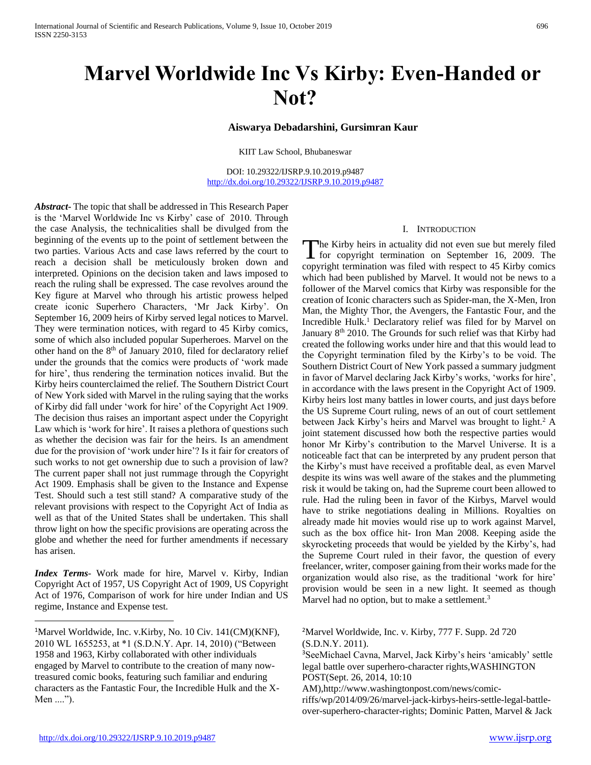# Marvel Worldwide Inc Vs Kirby: Even-Handed or Not?

**Aiswarya Debadarshini, Gursimran Kaur**

KIIT Law School, Bhubaneswar

DOI: 10.29322/IJSRP.9.10.2019.p9487
http://dx.doi.org/10.29322/IJSRP.9.10.2019.p9487

***Abstract***- The topic that shall be addressed in This Research Paper is the 'Marvel Worldwide Inc vs Kirby' case of 2010. Through the case Analysis, the technicalities shall be divulged from the beginning of the events up to the point of settlement between the two parties. Various Acts and case laws referred by the court to reach a decision shall be meticulously broken down and interpreted. Opinions on the decision taken and laws imposed to reach the ruling shall be expressed. The case revolves around the Key figure at Marvel who through his artistic prowess helped create iconic Superhero Characters, 'Mr Jack Kirby'. On September 16, 2009 heirs of Kirby served legal notices to Marvel. They were termination notices, with regard to 45 Kirby comics, some of which also included popular Superheroes. Marvel on the other hand on the 8th of January 2010, filed for declaratory relief under the grounds that the comics were products of 'work made for hire', thus rendering the termination notices invalid. But the Kirby heirs counterclaimed the relief. The Southern District Court of New York sided with Marvel in the ruling saying that the works of Kirby did fall under 'work for hire' of the Copyright Act 1909. The decision thus raises an important aspect under the Copyright Law which is 'work for hire'. It raises a plethora of questions such as whether the decision was fair for the heirs. Is an amendment due for the provision of 'work under hire'? Is it fair for creators of such works to not get ownership due to such a provision of law? The current paper shall not just rummage through the Copyright Act 1909. Emphasis shall be given to the Instance and Expense Test. Should such a test still stand? A comparative study of the relevant provisions with respect to the Copyright Act of India as well as that of the United States shall be undertaken. This shall throw light on how the specific provisions are operating across the globe and whether the need for further amendments if necessary has arisen.

***Index Terms***- Work made for hire, Marvel v. Kirby, Indian Copyright Act of 1957, US Copyright Act of 1909, US Copyright Act of 1976, Comparison of work for hire under Indian and US regime, Instance and Expense test.

## I. Introduction

The Kirby heirs in actuality did not even sue but merely filed for copyright termination on September 16, 2009. The copyright termination was filed with respect to 45 Kirby comics which had been published by Marvel. It would not be news to a follower of the Marvel comics that Kirby was responsible for the creation of Iconic characters such as Spider-man, the X-Men, Iron Man, the Mighty Thor, the Avengers, the Fantastic Four, and the Incredible Hulk.[1] Declaratory relief was filed for by Marvel on January 8th 2010. The Grounds for such relief was that Kirby had created the following works under hire and that this would lead to the Copyright termination filed by the Kirby's to be void. The Southern District Court of New York passed a summary judgment in favor of Marvel declaring Jack Kirby's works, 'works for hire', in accordance with the laws present in the Copyright Act of 1909. Kirby heirs lost many battles in lower courts, and just days before the US Supreme Court ruling, news of an out of court settlement between Jack Kirby's heirs and Marvel was brought to light.[2] A joint statement discussed how both the respective parties would honor Mr Kirby's contribution to the Marvel Universe. It is a noticeable fact that can be interpreted by any prudent person that the Kirby's must have received a profitable deal, as even Marvel despite its wins was well aware of the stakes and the plummeting risk it would be taking on, had the Supreme court been allowed to rule. Had the ruling been in favor of the Kirbys, Marvel would have to strike negotiations dealing in Millions. Royalties on already made hit movies would rise up to work against Marvel, such as the box office hit- Iron Man 2008. Keeping aside the skyrocketing proceeds that would be yielded by the Kirby's, had the Supreme Court ruled in their favor, the question of every freelancer, writer, composer gaining from their works made for the organization would also rise, as the traditional 'work for hire' provision would be seen in a new light. It seemed as though Marvel had no option, but to make a settlement.[3]

---

[1]Marvel Worldwide, Inc. v.Kirby, No. 10 Civ. 141(CM)(KNF), 2010 WL 1655253, at *1 (S.D.N.Y. Apr. 14, 2010) ("Between 1958 and 1963, Kirby collaborated with other individuals engaged by Marvel to contribute to the creation of many now-treasured comic books, featuring such familiar and enduring characters as the Fantastic Four, the Incredible Hulk and the X-Men ....").

[2]Marvel Worldwide, Inc. v. Kirby, 777 F. Supp. 2d 720 (S.D.N.Y. 2011).

[3]SeeMichael Cavna, Marvel, Jack Kirby's heirs 'amicably' settle legal battle over superhero-character rights,WASHINGTON POST(Sept. 26, 2014, 10:10 AM),http://www.washingtonpost.com/news/comic-riffs/wp/2014/09/26/marvel-jack-kirbys-heirs-settle-legal-battle-over-superhero-character-rights; Dominic Patten, Marvel & Jack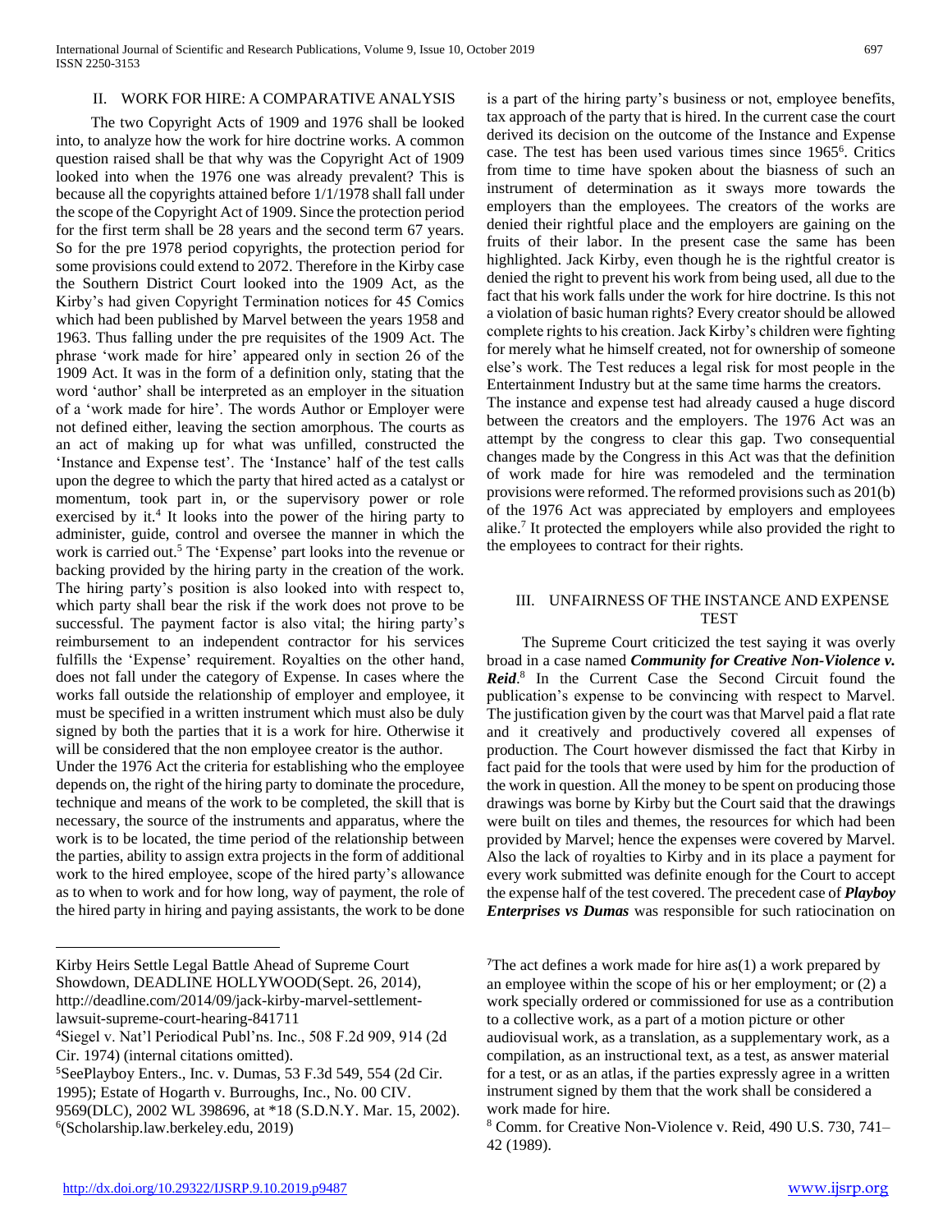## II. WORK FOR HIRE: A COMPARATIVE ANALYSIS

The two Copyright Acts of 1909 and 1976 shall be looked into, to analyze how the work for hire doctrine works. A common question raised shall be that why was the Copyright Act of 1909 looked into when the 1976 one was already prevalent? This is because all the copyrights attained before 1/1/1978 shall fall under the scope of the Copyright Act of 1909. Since the protection period for the first term shall be 28 years and the second term 67 years. So for the pre 1978 period copyrights, the protection period for some provisions could extend to 2072. Therefore in the Kirby case the Southern District Court looked into the 1909 Act, as the Kirby's had given Copyright Termination notices for 45 Comics which had been published by Marvel between the years 1958 and 1963. Thus falling under the pre requisites of the 1909 Act. The phrase 'work made for hire' appeared only in section 26 of the 1909 Act. It was in the form of a definition only, stating that the word 'author' shall be interpreted as an employer in the situation of a 'work made for hire'. The words Author or Employer were not defined either, leaving the section amorphous. The courts as an act of making up for what was unfilled, constructed the 'Instance and Expense test'. The 'Instance' half of the test calls upon the degree to which the party that hired acted as a catalyst or momentum, took part in, or the supervisory power or role exercised by it.[4] It looks into the power of the hiring party to administer, guide, control and oversee the manner in which the work is carried out.[5] The 'Expense' part looks into the revenue or backing provided by the hiring party in the creation of the work. The hiring party's position is also looked into with respect to, which party shall bear the risk if the work does not prove to be successful. The payment factor is also vital; the hiring party's reimbursement to an independent contractor for his services fulfills the 'Expense' requirement. Royalties on the other hand, does not fall under the category of Expense. In cases where the works fall outside the relationship of employer and employee, it must be specified in a written instrument which must also be duly signed by both the parties that it is a work for hire. Otherwise it will be considered that the non employee creator is the author.

Under the 1976 Act the criteria for establishing who the employee depends on, the right of the hiring party to dominate the procedure, technique and means of the work to be completed, the skill that is necessary, the source of the instruments and apparatus, where the work is to be located, the time period of the relationship between the parties, ability to assign extra projects in the form of additional work to the hired employee, scope of the hired party's allowance as to when to work and for how long, way of payment, the role of the hired party in hiring and paying assistants, the work to be done is a part of the hiring party's business or not, employee benefits, tax approach of the party that is hired. In the current case the court derived its decision on the outcome of the Instance and Expense case. The test has been used various times since 1965[6]. Critics from time to time have spoken about the biasness of such an instrument of determination as it sways more towards the employers than the employees. The creators of the works are denied their rightful place and the employers are gaining on the fruits of their labor. In the present case the same has been highlighted. Jack Kirby, even though he is the rightful creator is denied the right to prevent his work from being used, all due to the fact that his work falls under the work for hire doctrine. Is this not a violation of basic human rights? Every creator should be allowed complete rights to his creation. Jack Kirby's children were fighting for merely what he himself created, not for ownership of someone else's work. The Test reduces a legal risk for most people in the Entertainment Industry but at the same time harms the creators.

The instance and expense test had already caused a huge discord between the creators and the employers. The 1976 Act was an attempt by the congress to clear this gap. Two consequential changes made by the Congress in this Act was that the definition of work made for hire was remodeled and the termination provisions were reformed. The reformed provisions such as 201(b) of the 1976 Act was appreciated by employers and employees alike.[7] It protected the employers while also provided the right to the employees to contract for their rights.

## III. UNFAIRNESS OF THE INSTANCE AND EXPENSE TEST

The Supreme Court criticized the test saying it was overly broad in a case named ***Community for Creative Non-Violence v. Reid***.[8] In the Current Case the Second Circuit found the publication's expense to be convincing with respect to Marvel. The justification given by the court was that Marvel paid a flat rate and it creatively and productively covered all expenses of production. The Court however dismissed the fact that Kirby in fact paid for the tools that were used by him for the production of the work in question. All the money to be spent on producing those drawings was borne by Kirby but the Court said that the drawings were built on tiles and themes, the resources for which had been provided by Marvel; hence the expenses were covered by Marvel. Also the lack of royalties to Kirby and in its place a payment for every work submitted was definite enough for the Court to accept the expense half of the test covered. The precedent case of ***Playboy Enterprises vs Dumas*** was responsible for such ratiocination on

---

Kirby Heirs Settle Legal Battle Ahead of Supreme Court Showdown, DEADLINE HOLLYWOOD(Sept. 26, 2014), http://deadline.com/2014/09/jack-kirby-marvel-settlement-lawsuit-supreme-court-hearing-841711

[4] Siegel v. Nat'l Periodical Publ'ns. Inc., 508 F.2d 909, 914 (2d Cir. 1974) (internal citations omitted).

[5] SeePlayboy Enters., Inc. v. Dumas, 53 F.3d 549, 554 (2d Cir. 1995); Estate of Hogarth v. Burroughs, Inc., No. 00 CIV. 9569(DLC), 2002 WL 398696, at *18 (S.D.N.Y. Mar. 15, 2002).

[6] (Scholarship.law.berkeley.edu, 2019)

[7] The act defines a work made for hire as(1) a work prepared by an employee within the scope of his or her employment; or (2) a work specially ordered or commissioned for use as a contribution to a collective work, as a part of a motion picture or other audiovisual work, as a translation, as a supplementary work, as a compilation, as an instructional text, as a test, as answer material for a test, or as an atlas, if the parties expressly agree in a written instrument signed by them that the work shall be considered a work made for hire.

[8] Comm. for Creative Non-Violence v. Reid, 490 U.S. 730, 741–42 (1989).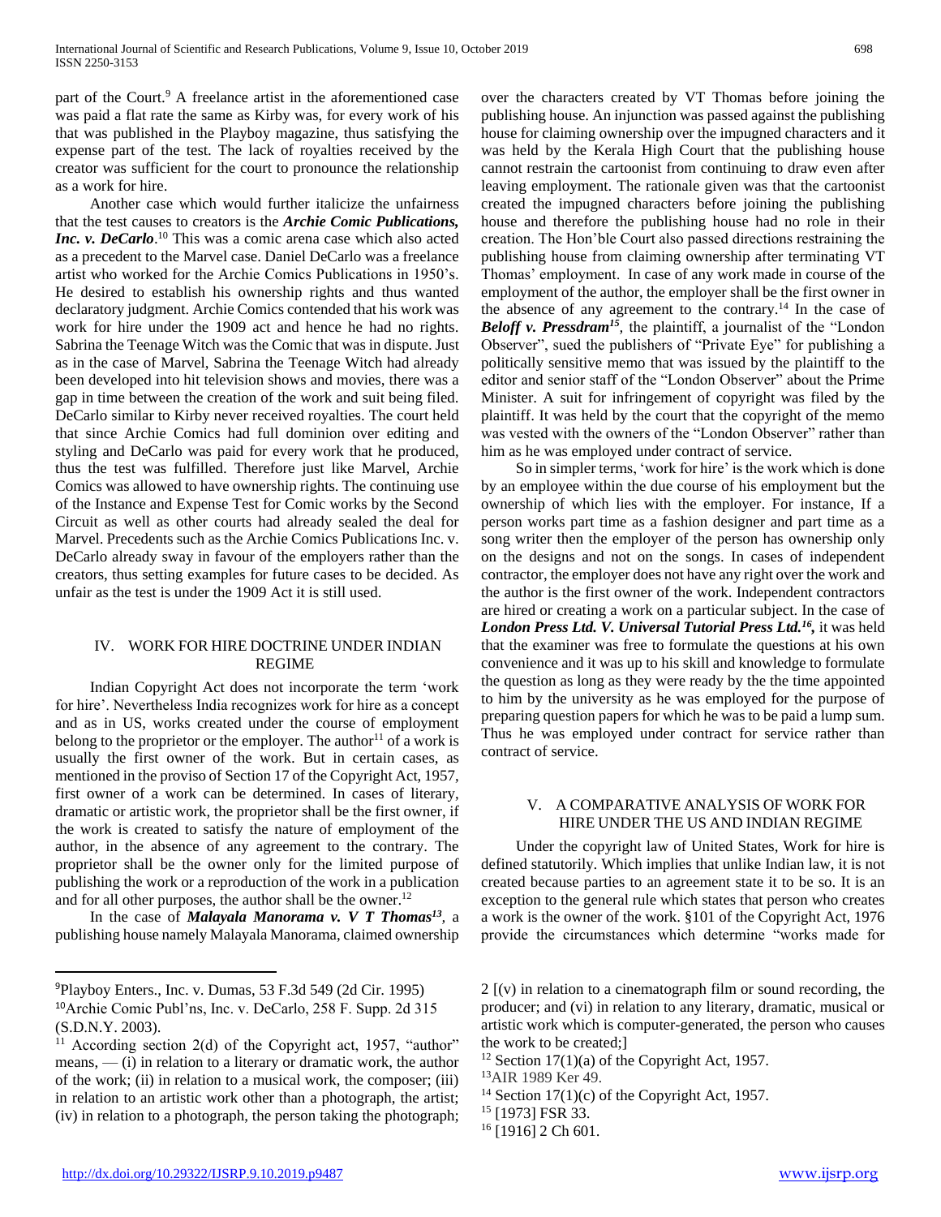part of the Court.[9] A freelance artist in the aforementioned case was paid a flat rate the same as Kirby was, for every work of his that was published in the Playboy magazine, thus satisfying the expense part of the test. The lack of royalties received by the creator was sufficient for the court to pronounce the relationship as a work for hire.

Another case which would further italicize the unfairness that the test causes to creators is the ***Archie Comic Publications, Inc. v. DeCarlo***.[10] This was a comic arena case which also acted as a precedent to the Marvel case. Daniel DeCarlo was a freelance artist who worked for the Archie Comics Publications in 1950's. He desired to establish his ownership rights and thus wanted declaratory judgment. Archie Comics contended that his work was work for hire under the 1909 act and hence he had no rights. Sabrina the Teenage Witch was the Comic that was in dispute. Just as in the case of Marvel, Sabrina the Teenage Witch had already been developed into hit television shows and movies, there was a gap in time between the creation of the work and suit being filed. DeCarlo similar to Kirby never received royalties. The court held that since Archie Comics had full dominion over editing and styling and DeCarlo was paid for every work that he produced, thus the test was fulfilled. Therefore just like Marvel, Archie Comics was allowed to have ownership rights. The continuing use of the Instance and Expense Test for Comic works by the Second Circuit as well as other courts had already sealed the deal for Marvel. Precedents such as the Archie Comics Publications Inc. v. DeCarlo already sway in favour of the employers rather than the creators, thus setting examples for future cases to be decided. As unfair as the test is under the 1909 Act it is still used.

## IV. WORK FOR HIRE DOCTRINE UNDER INDIAN REGIME

Indian Copyright Act does not incorporate the term 'work for hire'. Nevertheless India recognizes work for hire as a concept and as in US, works created under the course of employment belong to the proprietor or the employer. The author[11] of a work is usually the first owner of the work. But in certain cases, as mentioned in the proviso of Section 17 of the Copyright Act, 1957, first owner of a work can be determined. In cases of literary, dramatic or artistic work, the proprietor shall be the first owner, if the work is created to satisfy the nature of employment of the author, in the absence of any agreement to the contrary. The proprietor shall be the owner only for the limited purpose of publishing the work or a reproduction of the work in a publication and for all other purposes, the author shall be the owner.[12]

In the case of ***Malayala Manorama v. V T Thomas***[13], a publishing house namely Malayala Manorama, claimed ownership over the characters created by VT Thomas before joining the publishing house. An injunction was passed against the publishing house for claiming ownership over the impugned characters and it was held by the Kerala High Court that the publishing house cannot restrain the cartoonist from continuing to draw even after leaving employment. The rationale given was that the cartoonist created the impugned characters before joining the publishing house and therefore the publishing house had no role in their creation. The Hon'ble Court also passed directions restraining the publishing house from claiming ownership after terminating VT Thomas' employment. In case of any work made in course of the employment of the author, the employer shall be the first owner in the absence of any agreement to the contrary.[14] In the case of ***Beloff v. Pressdram***[15], the plaintiff, a journalist of the "London Observer", sued the publishers of "Private Eye" for publishing a politically sensitive memo that was issued by the plaintiff to the editor and senior staff of the "London Observer" about the Prime Minister. A suit for infringement of copyright was filed by the plaintiff. It was held by the court that the copyright of the memo was vested with the owners of the "London Observer" rather than him as he was employed under contract of service.

So in simpler terms, 'work for hire' is the work which is done by an employee within the due course of his employment but the ownership of which lies with the employer. For instance, If a person works part time as a fashion designer and part time as a song writer then the employer of the person has ownership only on the designs and not on the songs. In cases of independent contractor, the employer does not have any right over the work and the author is the first owner of the work. Independent contractors are hired or creating a work on a particular subject. In the case of ***London Press Ltd. V. Universal Tutorial Press Ltd.***[16], it was held that the examiner was free to formulate the questions at his own convenience and it was up to his skill and knowledge to formulate the question as long as they were ready by the the time appointed to him by the university as he was employed for the purpose of preparing question papers for which he was to be paid a lump sum. Thus he was employed under contract for service rather than contract of service.

## V. A COMPARATIVE ANALYSIS OF WORK FOR HIRE UNDER THE US AND INDIAN REGIME

Under the copyright law of United States, Work for hire is defined statutorily. Which implies that unlike Indian law, it is not created because parties to an agreement state it to be so. It is an exception to the general rule which states that person who creates a work is the owner of the work. §101 of the Copyright Act, 1976 provide the circumstances which determine "works made for

---

[9] Playboy Enters., Inc. v. Dumas, 53 F.3d 549 (2d Cir. 1995)

[10] Archie Comic Publ'ns, Inc. v. DeCarlo, 258 F. Supp. 2d 315 (S.D.N.Y. 2003).

[11] According section 2(d) of the Copyright act, 1957, "author" means, — (i) in relation to a literary or dramatic work, the author of the work; (ii) in relation to a musical work, the composer; (iii) in relation to an artistic work other than a photograph, the artist; (iv) in relation to a photograph, the person taking the photograph; 2 [(v) in relation to a cinematograph film or sound recording, the producer; and (vi) in relation to any literary, dramatic, musical or artistic work which is computer-generated, the person who causes the work to be created;]

[12] Section 17(1)(a) of the Copyright Act, 1957.

[13] AIR 1989 Ker 49.

[14] Section 17(1)(c) of the Copyright Act, 1957.

[15] [1973] FSR 33.

[16] [1916] 2 Ch 601.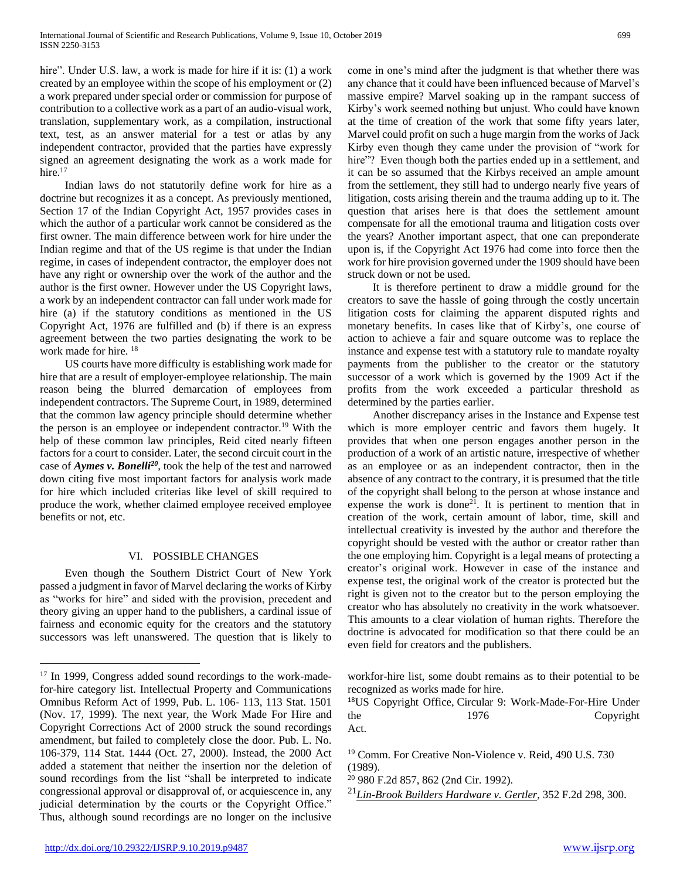hire". Under U.S. law, a work is made for hire if it is: (1) a work created by an employee within the scope of his employment or (2) a work prepared under special order or commission for purpose of contribution to a collective work as a part of an audio-visual work, translation, supplementary work, as a compilation, instructional text, test, as an answer material for a test or atlas by any independent contractor, provided that the parties have expressly signed an agreement designating the work as a work made for hire.[17]

Indian laws do not statutorily define work for hire as a doctrine but recognizes it as a concept. As previously mentioned, Section 17 of the Indian Copyright Act, 1957 provides cases in which the author of a particular work cannot be considered as the first owner. The main difference between work for hire under the Indian regime and that of the US regime is that under the Indian regime, in cases of independent contractor, the employer does not have any right or ownership over the work of the author and the author is the first owner. However under the US Copyright laws, a work by an independent contractor can fall under work made for hire (a) if the statutory conditions as mentioned in the US Copyright Act, 1976 are fulfilled and (b) if there is an express agreement between the two parties designating the work to be work made for hire. [18]

US courts have more difficulty is establishing work made for hire that are a result of employer-employee relationship. The main reason being the blurred demarcation of employees from independent contractors. The Supreme Court, in 1989, determined that the common law agency principle should determine whether the person is an employee or independent contractor.[19] With the help of these common law principles, Reid cited nearly fifteen factors for a court to consider. Later, the second circuit court in the case of ***Aymes v. Bonelli***[20], took the help of the test and narrowed down citing five most important factors for analysis work made for hire which included criterias like level of skill required to produce the work, whether claimed employee received employee benefits or not, etc.

## VI. POSSIBLE CHANGES

Even though the Southern District Court of New York passed a judgment in favor of Marvel declaring the works of Kirby as "works for hire" and sided with the provision, precedent and theory giving an upper hand to the publishers, a cardinal issue of fairness and economic equity for the creators and the statutory successors was left unanswered. The question that is likely to come in one's mind after the judgment is that whether there was any chance that it could have been influenced because of Marvel's massive empire? Marvel soaking up in the rampant success of Kirby's work seemed nothing but unjust. Who could have known at the time of creation of the work that some fifty years later, Marvel could profit on such a huge margin from the works of Jack Kirby even though they came under the provision of "work for hire"? Even though both the parties ended up in a settlement, and it can be so assumed that the Kirbys received an ample amount from the settlement, they still had to undergo nearly five years of litigation, costs arising therein and the trauma adding up to it. The question that arises here is that does the settlement amount compensate for all the emotional trauma and litigation costs over the years? Another important aspect, that one can preponderate upon is, if the Copyright Act 1976 had come into force then the work for hire provision governed under the 1909 should have been struck down or not be used.

It is therefore pertinent to draw a middle ground for the creators to save the hassle of going through the costly uncertain litigation costs for claiming the apparent disputed rights and monetary benefits. In cases like that of Kirby's, one course of action to achieve a fair and square outcome was to replace the instance and expense test with a statutory rule to mandate royalty payments from the publisher to the creator or the statutory successor of a work which is governed by the 1909 Act if the profits from the work exceeded a particular threshold as determined by the parties earlier.

Another discrepancy arises in the Instance and Expense test which is more employer centric and favors them hugely. It provides that when one person engages another person in the production of a work of an artistic nature, irrespective of whether as an employee or as an independent contractor, then in the absence of any contract to the contrary, it is presumed that the title of the copyright shall belong to the person at whose instance and expense the work is done[21]. It is pertinent to mention that in creation of the work, certain amount of labor, time, skill and intellectual creativity is invested by the author and therefore the copyright should be vested with the author or creator rather than the one employing him. Copyright is a legal means of protecting a creator's original work. However in case of the instance and expense test, the original work of the creator is protected but the right is given not to the creator but to the person employing the creator who has absolutely no creativity in the work whatsoever. This amounts to a clear violation of human rights. Therefore the doctrine is advocated for modification so that there could be an even field for creators and the publishers.

---

[17] In 1999, Congress added sound recordings to the work-made-for-hire category list. Intellectual Property and Communications Omnibus Reform Act of 1999, Pub. L. 106- 113, 113 Stat. 1501 (Nov. 17, 1999). The next year, the Work Made For Hire and Copyright Corrections Act of 2000 struck the sound recordings amendment, but failed to completely close the door. Pub. L. No. 106-379, 114 Stat. 1444 (Oct. 27, 2000). Instead, the 2000 Act added a statement that neither the insertion nor the deletion of sound recordings from the list "shall be interpreted to indicate congressional approval or disapproval of, or acquiescence in, any judicial determination by the courts or the Copyright Office." Thus, although sound recordings are no longer on the inclusive workfor-hire list, some doubt remains as to their potential to be recognized as works made for hire.

[18] US Copyright Office, Circular 9: Work-Made-For-Hire Under the 1976 Copyright Act.

[19] Comm. For Creative Non-Violence v. Reid, 490 U.S. 730 (1989).

[20] 980 F.2d 857, 862 (2nd Cir. 1992).

[21] *Lin-Brook Builders Hardware v. Gertler*, 352 F.2d 298, 300.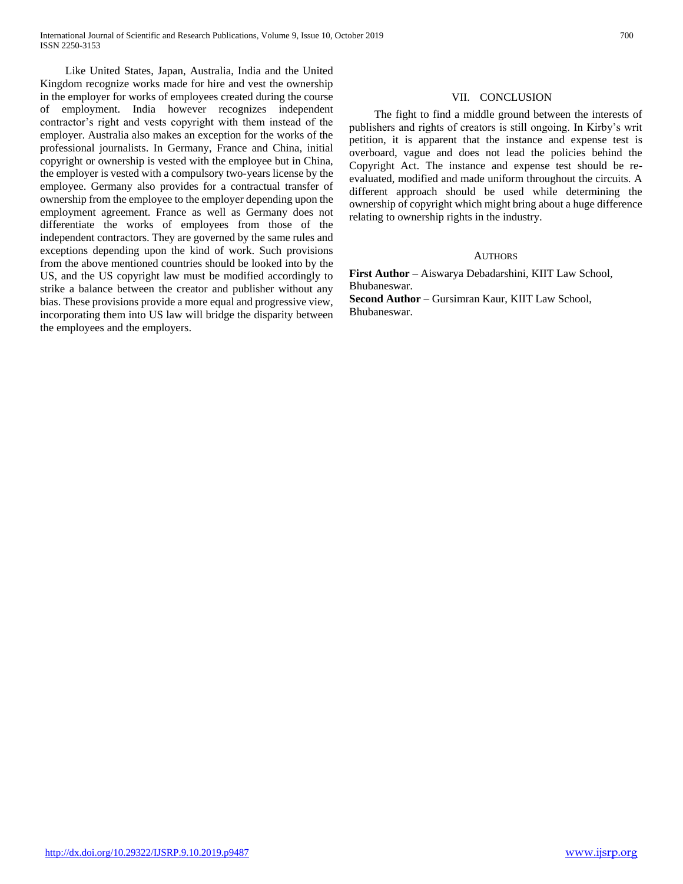Like United States, Japan, Australia, India and the United Kingdom recognize works made for hire and vest the ownership in the employer for works of employees created during the course of employment. India however recognizes independent contractor's right and vests copyright with them instead of the employer. Australia also makes an exception for the works of the professional journalists. In Germany, France and China, initial copyright or ownership is vested with the employee but in China, the employer is vested with a compulsory two-years license by the employee. Germany also provides for a contractual transfer of ownership from the employee to the employer depending upon the employment agreement. France as well as Germany does not differentiate the works of employees from those of the independent contractors. They are governed by the same rules and exceptions depending upon the kind of work. Such provisions from the above mentioned countries should be looked into by the US, and the US copyright law must be modified accordingly to strike a balance between the creator and publisher without any bias. These provisions provide a more equal and progressive view, incorporating them into US law will bridge the disparity between the employees and the employers.

## VII. CONCLUSION

The fight to find a middle ground between the interests of publishers and rights of creators is still ongoing. In Kirby's writ petition, it is apparent that the instance and expense test is overboard, vague and does not lead the policies behind the Copyright Act. The instance and expense test should be re-evaluated, modified and made uniform throughout the circuits. A different approach should be used while determining the ownership of copyright which might bring about a huge difference relating to ownership rights in the industry.

## AUTHORS

**First Author** – Aiswarya Debadarshini, KIIT Law School, Bhubaneswar.

**Second Author** – Gursimran Kaur, KIIT Law School, Bhubaneswar.